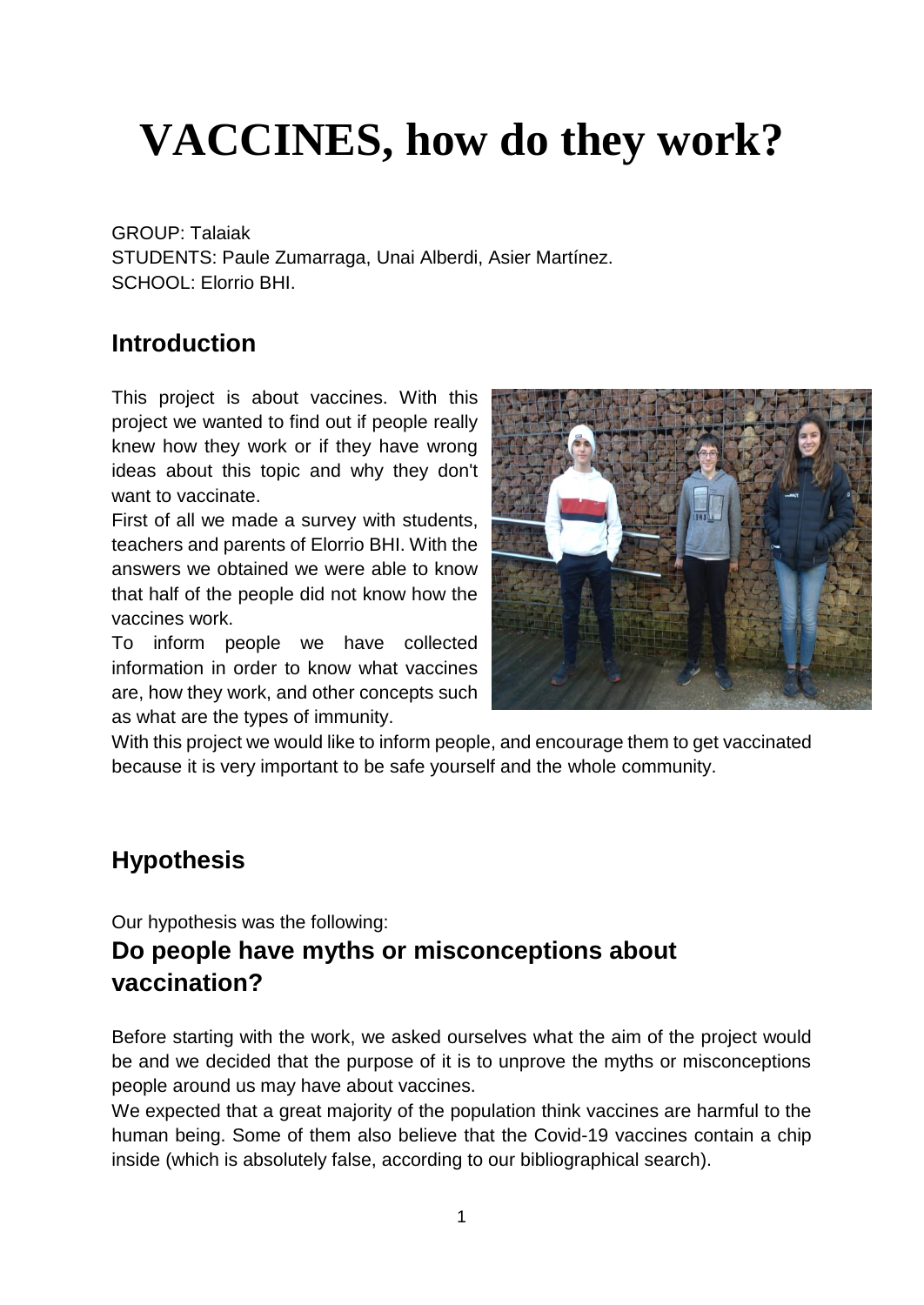# VACCINES, how do they work?

GROUP: Talaiak
STUDENTS: Paule Zumarraga, Unai Alberdi, Asier Martínez.
SCHOOL: Elorrio BHI.

## Introduction

This project is about vaccines. With this project we wanted to find out if people really knew how they work or if they have wrong ideas about this topic and why they don't want to vaccinate.

First of all we made a survey with students, teachers and parents of Elorrio BHI. With the answers we obtained we were able to know that half of the people did not know how the vaccines work.

To inform people we have collected information in order to know what vaccines are, how they work, and other concepts such as what are the types of immunity.

With this project we would like to inform people, and encourage them to get vaccinated because it is very important to be safe yourself and the whole community.

## Hypothesis

Our hypothesis was the following:

## Do people have myths or misconceptions about vaccination?

Before starting with the work, we asked ourselves what the aim of the project would be and we decided that the purpose of it is to unprove the myths or misconceptions people around us may have about vaccines.

We expected that a great majority of the population think vaccines are harmful to the human being. Some of them also believe that the Covid-19 vaccines contain a chip inside (which is absolutely false, according to our bibliographical search).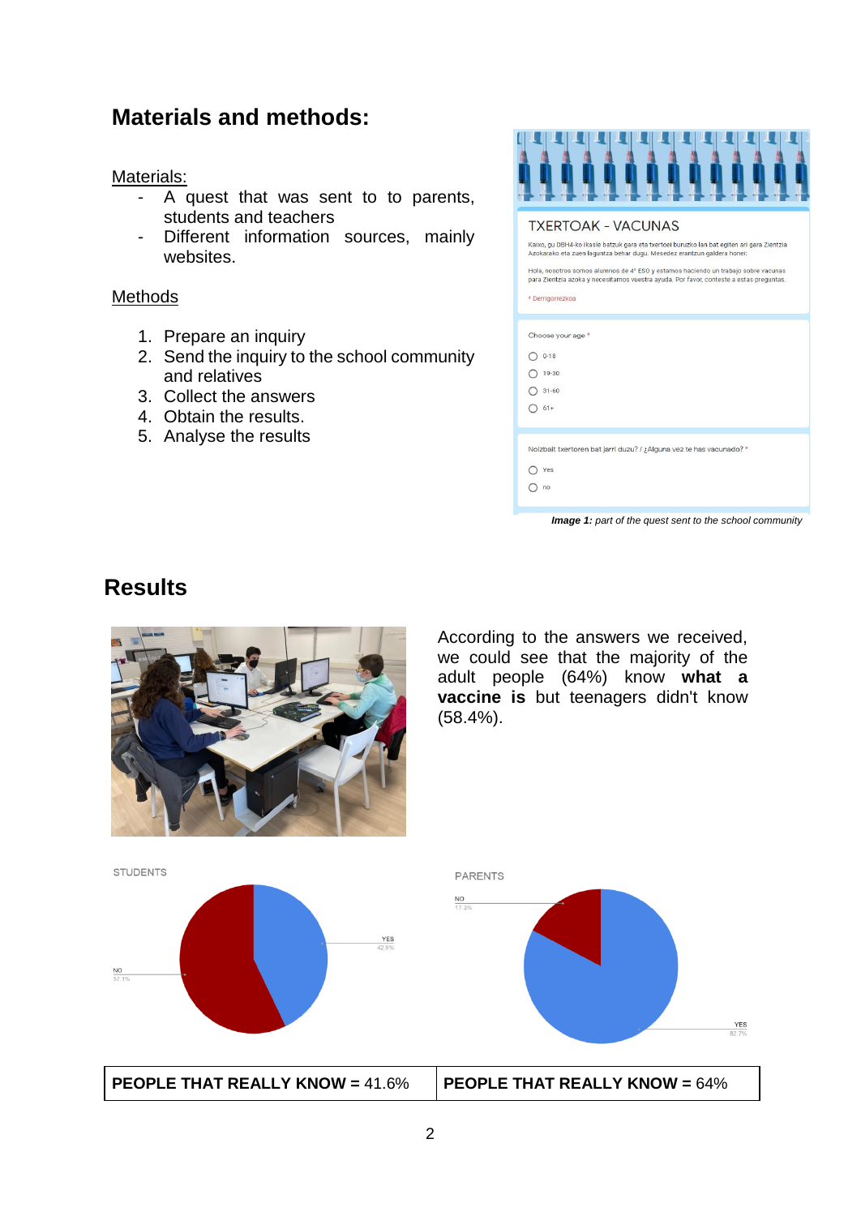## Materials and methods:

Materials:

- A quest that was sent to to parents, students and teachers
- Different information sources, mainly websites.

Methods

1. Prepare an inquiry
2. Send the inquiry to the school community and relatives
3. Collect the answers
4. Obtain the results.
5. Analyse the results

***Image 1:*** *part of the quest sent to the school community*

## Results

According to the answers we received, we could see that the majority of the adult people (64%) know **what a vaccine is** but teenagers didn't know (58.4%).

STUDENTS

PARENTS

| **PEOPLE THAT REALLY KNOW =** 41.6% | **PEOPLE THAT REALLY KNOW =** 64% |
|---|---|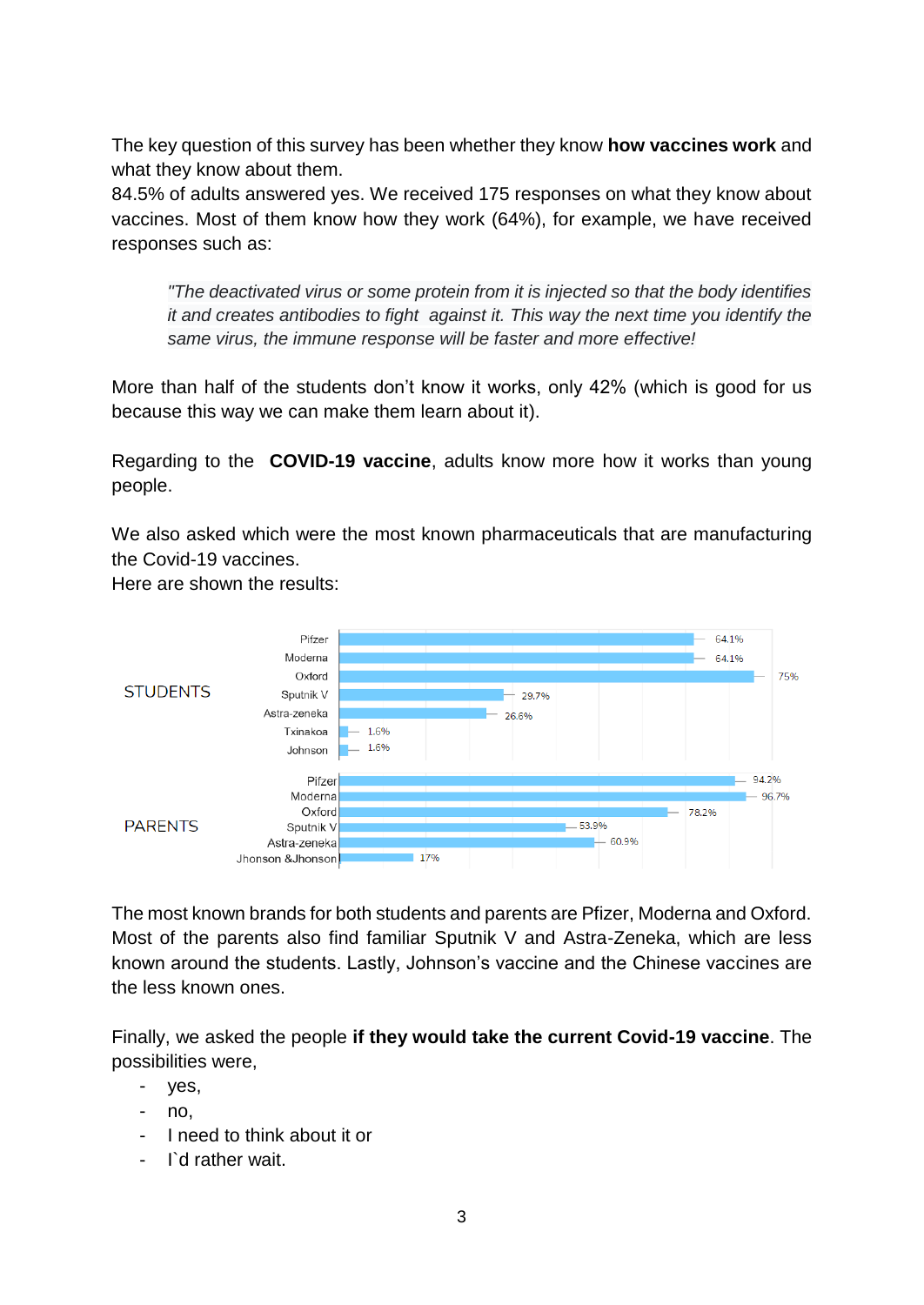The key question of this survey has been whether they know **how vaccines work** and what they know about them.
84.5% of adults answered yes. We received 175 responses on what they know about vaccines. Most of them know how they work (64%), for example, we have received responses such as:

> *"The deactivated virus or some protein from it is injected so that the body identifies it and creates antibodies to fight against it. This way the next time you identify the same virus, the immune response will be faster and more effective!*

More than half of the students don't know it works, only 42% (which is good for us because this way we can make them learn about it).

Regarding to the **COVID-19 vaccine**, adults know more how it works than young people.

We also asked which were the most known pharmaceuticals that are manufacturing the Covid-19 vaccines.
Here are shown the results:

| STUDENTS | |
|---|---|
| Pifzer | 64.1% |
| Moderna | 64.1% |
| Oxford | 75% |
| Sputnik V | 29.7% |
| Astra-zeneka | 26.6% |
| Txinakoa | 1.6% |
| Johnson | 1.6% |

| PARENTS | |
|---|---|
| Pifzer | 94.2% |
| Moderna | 96.7% |
| Oxford | 78.2% |
| Sputnik V | 53.9% |
| Astra-zeneka | 60.9% |
| Jhonson &Jhonson | 17% |

The most known brands for both students and parents are Pfizer, Moderna and Oxford. Most of the parents also find familiar Sputnik V and Astra-Zeneka, which are less known around the students. Lastly, Johnson's vaccine and the Chinese vaccines are the less known ones.

Finally, we asked the people **if they would take the current Covid-19 vaccine**. The possibilities were,

- yes,
- no,
- I need to think about it or
- I`d rather wait.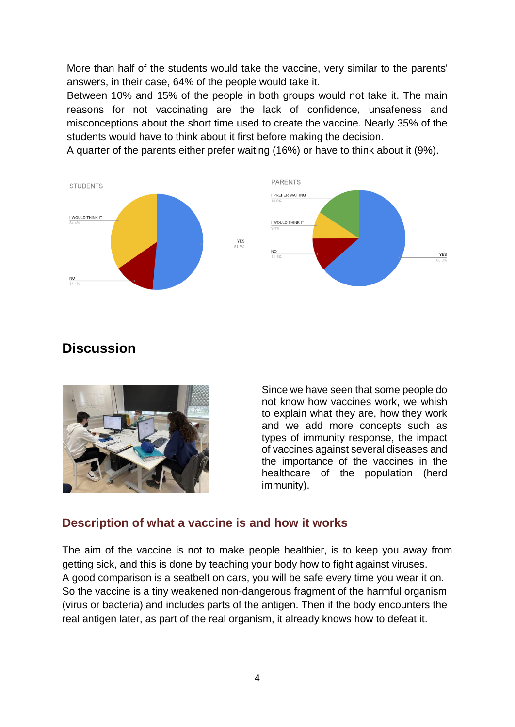More than half of the students would take the vaccine, very similar to the parents' answers, in their case, 64% of the people would take it.

Between 10% and 15% of the people in both groups would not take it. The main reasons for not vaccinating are the lack of confidence, unsafeness and misconceptions about the short time used to create the vaccine. Nearly 35% of the students would have to think about it first before making the decision.

A quarter of the parents either prefer waiting (16%) or have to think about it (9%).

STUDENTS

I WOULD THINK IT 34.4%

YES 51.5%

NO 14.1%

PARENTS

I PREFER WAITING 16.0%

I WOULD THINK IT 9.1%

NO 11.1%

YES 63.8%

## Discussion

Since we have seen that some people do not know how vaccines work, we whish to explain what they are, how they work and we add more concepts such as types of immunity response, the impact of vaccines against several diseases and the importance of the vaccines in the healthcare of the population (herd immunity).

### Description of what a vaccine is and how it works

The aim of the vaccine is not to make people healthier, is to keep you away from getting sick, and this is done by teaching your body how to fight against viruses.

A good comparison is a seatbelt on cars, you will be safe every time you wear it on.

So the vaccine is a tiny weakened non-dangerous fragment of the harmful organism (virus or bacteria) and includes parts of the antigen. Then if the body encounters the real antigen later, as part of the real organism, it already knows how to defeat it.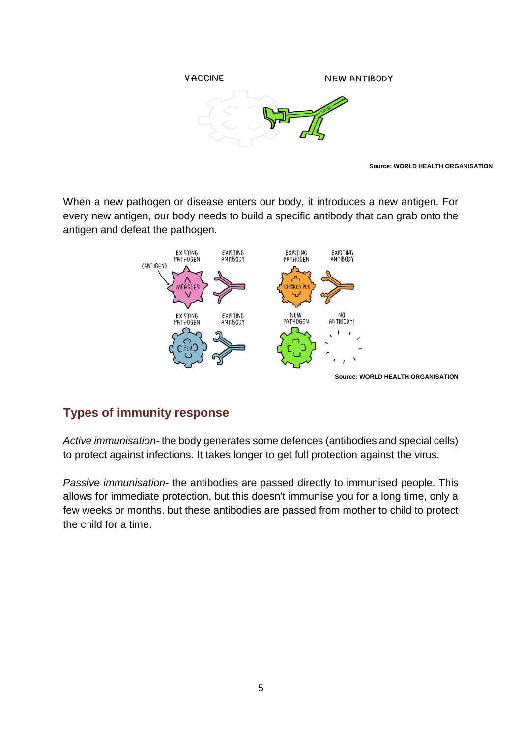Source: WORLD HEALTH ORGANISATION

When a new pathogen or disease enters our body, it introduces a new antigen. For every new antigen, our body needs to build a specific antibody that can grab onto the antigen and defeat the pathogen.

Source: WORLD HEALTH ORGANISATION

## Types of immunity response

*Active immunisation-* the body generates some defences (antibodies and special cells) to protect against infections. It takes longer to get full protection against the virus.

*Passive immunisation-* the antibodies are passed directly to immunised people. This allows for immediate protection, but this doesn't immunise you for a long time, only a few weeks or months. but these antibodies are passed from mother to child to protect the child for a time.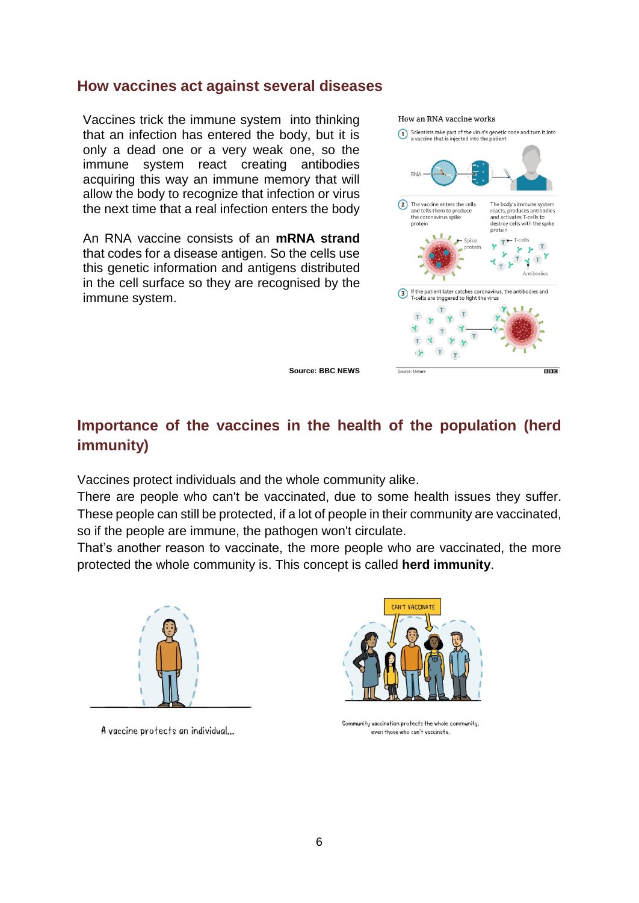## How vaccines act against several diseases

Vaccines trick the immune system into thinking that an infection has entered the body, but it is only a dead one or a very weak one, so the immune system react creating antibodies acquiring this way an immune memory that will allow the body to recognize that infection or virus the next time that a real infection enters the body

An RNA vaccine consists of an **mRNA strand** that codes for a disease antigen. So the cells use this genetic information and antigens distributed in the cell surface so they are recognised by the immune system.

Source: BBC NEWS

## Importance of the vaccines in the health of the population (herd immunity)

Vaccines protect individuals and the whole community alike.
There are people who can't be vaccinated, due to some health issues they suffer. These people can still be protected, if a lot of people in their community are vaccinated, so if the people are immune, the pathogen won't circulate.
That's another reason to vaccinate, the more people who are vaccinated, the more protected the whole community is. This concept is called **herd immunity**.

A vaccine protects an individual...

Community vaccination protects the whole community, even those who can't vaccinate.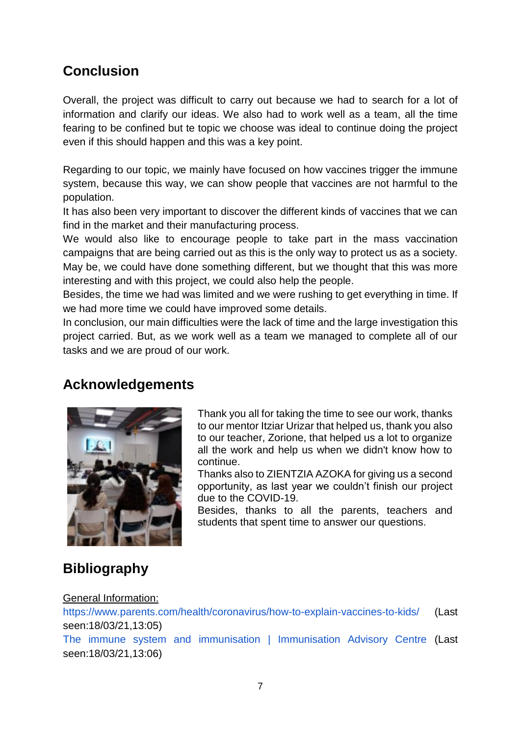## Conclusion

Overall, the project was difficult to carry out because we had to search for a lot of information and clarify our ideas. We also had to work well as a team, all the time fearing to be confined but te topic we choose was ideal to continue doing the project even if this should happen and this was a key point.

Regarding to our topic, we mainly have focused on how vaccines trigger the immune system, because this way, we can show people that vaccines are not harmful to the population.
It has also been very important to discover the different kinds of vaccines that we can find in the market and their manufacturing process.
We would also like to encourage people to take part in the mass vaccination campaigns that are being carried out as this is the only way to protect us as a society.
May be, we could have done something different, but we thought that this was more interesting and with this project, we could also help the people.
Besides, the time we had was limited and we were rushing to get everything in time. If we had more time we could have improved some details.
In conclusion, our main difficulties were the lack of time and the large investigation this project carried. But, as we work well as a team we managed to complete all of our tasks and we are proud of our work.

## Acknowledgements

Thank you all for taking the time to see our work, thanks to our mentor Itziar Urizar that helped us, thank you also to our teacher, Zorione, that helped us a lot to organize all the work and help us when we didn't know how to continue.
Thanks also to ZIENTZIA AZOKA for giving us a second opportunity, as last year we couldn't finish our project due to the COVID-19.
Besides, thanks to all the parents, teachers and students that spent time to answer our questions.

## Bibliography

General Information:
https://www.parents.com/health/coronavirus/how-to-explain-vaccines-to-kids/ (Last seen:18/03/21,13:05)
The immune system and immunisation | Immunisation Advisory Centre (Last seen:18/03/21,13:06)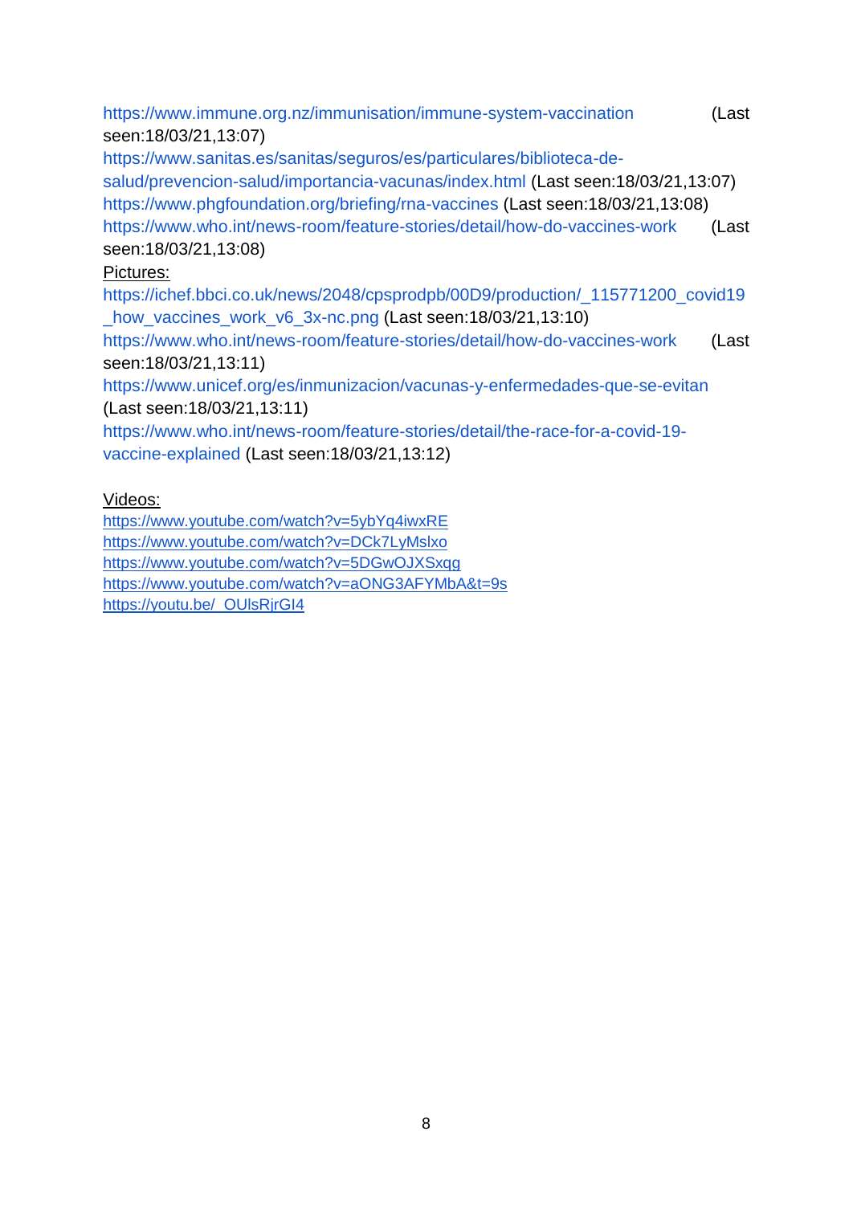https://www.immune.org.nz/immunisation/immune-system-vaccination (Last seen:18/03/21,13:07)
https://www.sanitas.es/sanitas/seguros/es/particulares/biblioteca-de-salud/prevencion-salud/importancia-vacunas/index.html (Last seen:18/03/21,13:07)
https://www.phgfoundation.org/briefing/rna-vaccines (Last seen:18/03/21,13:08)
https://www.who.int/news-room/feature-stories/detail/how-do-vaccines-work (Last seen:18/03/21,13:08)

Pictures:

https://ichef.bbci.co.uk/news/2048/cpsprodpb/00D9/production/_115771200_covid19_how_vaccines_work_v6_3x-nc.png (Last seen:18/03/21,13:10)
https://www.who.int/news-room/feature-stories/detail/how-do-vaccines-work (Last seen:18/03/21,13:11)
https://www.unicef.org/es/inmunizacion/vacunas-y-enfermedades-que-se-evitan (Last seen:18/03/21,13:11)
https://www.who.int/news-room/feature-stories/detail/the-race-for-a-covid-19-vaccine-explained (Last seen:18/03/21,13:12)

Videos:

https://www.youtube.com/watch?v=5ybYq4iwxRE
https://www.youtube.com/watch?v=DCk7LyMslxo
https://www.youtube.com/watch?v=5DGwOJXSxqg
https://www.youtube.com/watch?v=aONG3AFYMbA&t=9s
https://youtu.be/_OUlsRjrGI4